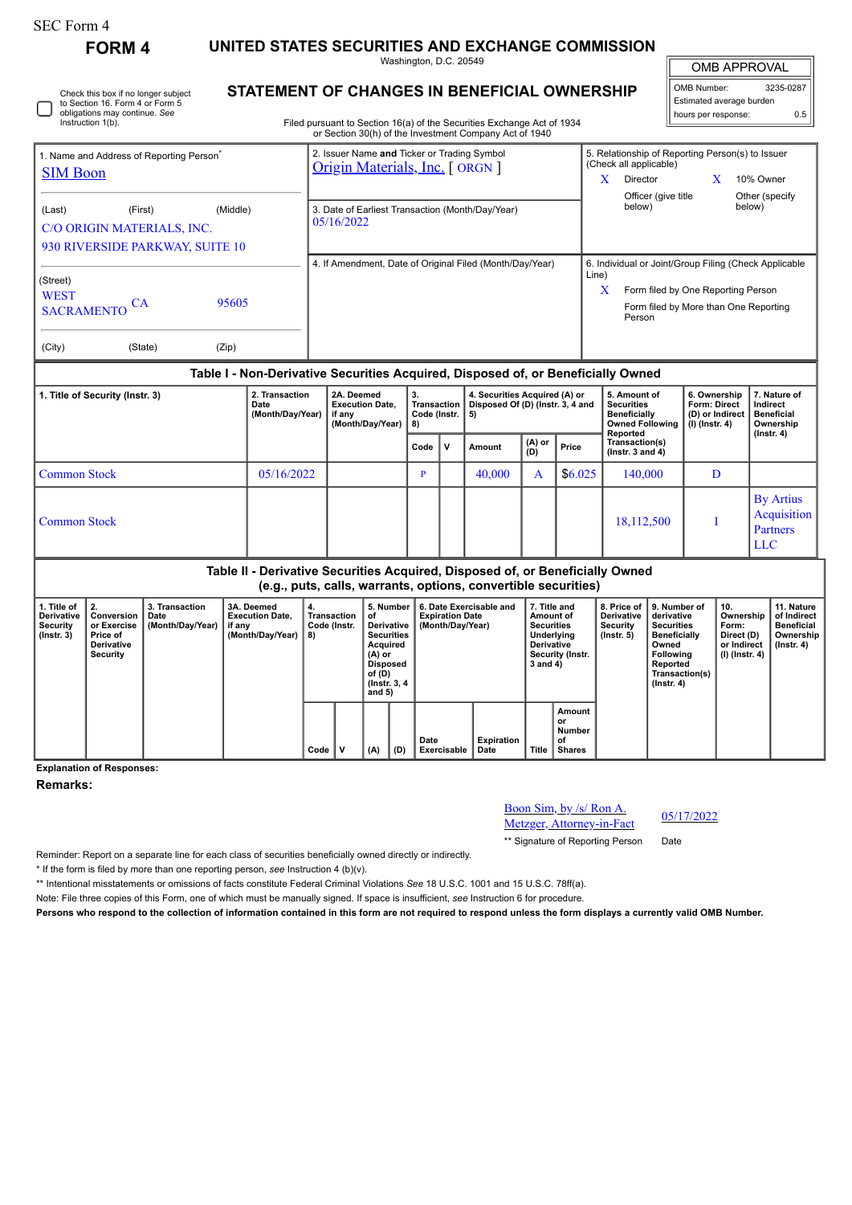SEC Form 4

# FORM 4

## UNITED STATES SECURITIES AND EXCHANGE COMMISSION

Washington, D.C. 20549

## STATEMENT OF CHANGES IN BENEFICIAL OWNERSHIP

Filed pursuant to Section 16(a) of the Securities Exchange Act of 1934 or Section 30(h) of the Investment Company Act of 1940

| OMB APPROVAL | |
|---|---|
| OMB Number: | 3235-0287 |
| Estimated average burden | |
| hours per response: | 0.5 |

☐ Check this box if no longer subject to Section 16. Form 4 or Form 5 obligations may continue. *See* Instruction 1(b).

| 1. Name and Address of Reporting Person* | 2. Issuer Name **and** Ticker or Trading Symbol | 5. Relationship of Reporting Person(s) to Issuer (Check all applicable) |
|---|---|---|
| SIM Boon | Origin Materials, Inc. [ ORGN ] | X Director; X 10% Owner; Officer (give title below); Other (specify below) |
| (Last) (First) (Middle) C/O ORIGIN MATERIALS, INC. 930 RIVERSIDE PARKWAY, SUITE 10 | 3. Date of Earliest Transaction (Month/Day/Year) 05/16/2022 | |
| (Street) WEST SACRAMENTO CA 95605 | 4. If Amendment, Date of Original Filed (Month/Day/Year) | 6. Individual or Joint/Group Filing (Check Applicable Line) X Form filed by One Reporting Person; Form filed by More than One Reporting Person |
| (City) (State) (Zip) | | |

### Table I - Non-Derivative Securities Acquired, Disposed of, or Beneficially Owned

| 1. Title of Security (Instr. 3) | 2. Transaction Date (Month/Day/Year) | 2A. Deemed Execution Date, if any (Month/Day/Year) | 3. Transaction Code (Instr. 8) | | 4. Securities Acquired (A) or Disposed Of (D) (Instr. 3, 4 and 5) | | | 5. Amount of Securities Beneficially Owned Following Reported Transaction(s) (Instr. 3 and 4) | 6. Ownership Form: Direct (D) or Indirect (I) (Instr. 4) | 7. Nature of Indirect Beneficial Ownership (Instr. 4) |
|---|---|---|---|---|---|---|---|---|---|---|
| | | | Code | V | Amount | (A) or (D) | Price | | | |
| Common Stock | 05/16/2022 | | P | | 40,000 | A | $6.025 | 140,000 | D | |
| Common Stock | | | | | | | | 18,112,500 | I | By Artius Acquisition Partners LLC |

### Table II - Derivative Securities Acquired, Disposed of, or Beneficially Owned (e.g., puts, calls, warrants, options, convertible securities)

| 1. Title of Derivative Security (Instr. 3) | 2. Conversion or Exercise Price of Derivative Security | 3. Transaction Date (Month/Day/Year) | 3A. Deemed Execution Date, if any (Month/Day/Year) | 4. Transaction Code (Instr. 8) | | 5. Number of Derivative Securities Acquired (A) or Disposed of (D) (Instr. 3, 4 and 5) | | 6. Date Exercisable and Expiration Date (Month/Day/Year) | | 7. Title and Amount of Securities Underlying Derivative Security (Instr. 3 and 4) | | 8. Price of Derivative Security (Instr. 5) | 9. Number of derivative Securities Beneficially Owned Following Reported Transaction(s) (Instr. 4) | 10. Ownership Form: Direct (D) or Indirect (I) (Instr. 4) | 11. Nature of Indirect Beneficial Ownership (Instr. 4) |
|---|---|---|---|---|---|---|---|---|---|---|---|---|---|---|---|
| | | | | Code | V | (A) | (D) | Date Exercisable | Expiration Date | Title | Amount or Number of Shares | | | | |

**Explanation of Responses:**

**Remarks:**

Boon Sim, by /s/ Ron A. Metzger, Attorney-in-Fact — 05/17/2022

** Signature of Reporting Person — Date

Reminder: Report on a separate line for each class of securities beneficially owned directly or indirectly.

* If the form is filed by more than one reporting person, *see* Instruction 4 (b)(v).

** Intentional misstatements or omissions of facts constitute Federal Criminal Violations *See* 18 U.S.C. 1001 and 15 U.S.C. 78ff(a).

Note: File three copies of this Form, one of which must be manually signed. If space is insufficient, *see* Instruction 6 for procedure.

**Persons who respond to the collection of information contained in this form are not required to respond unless the form displays a currently valid OMB Number.**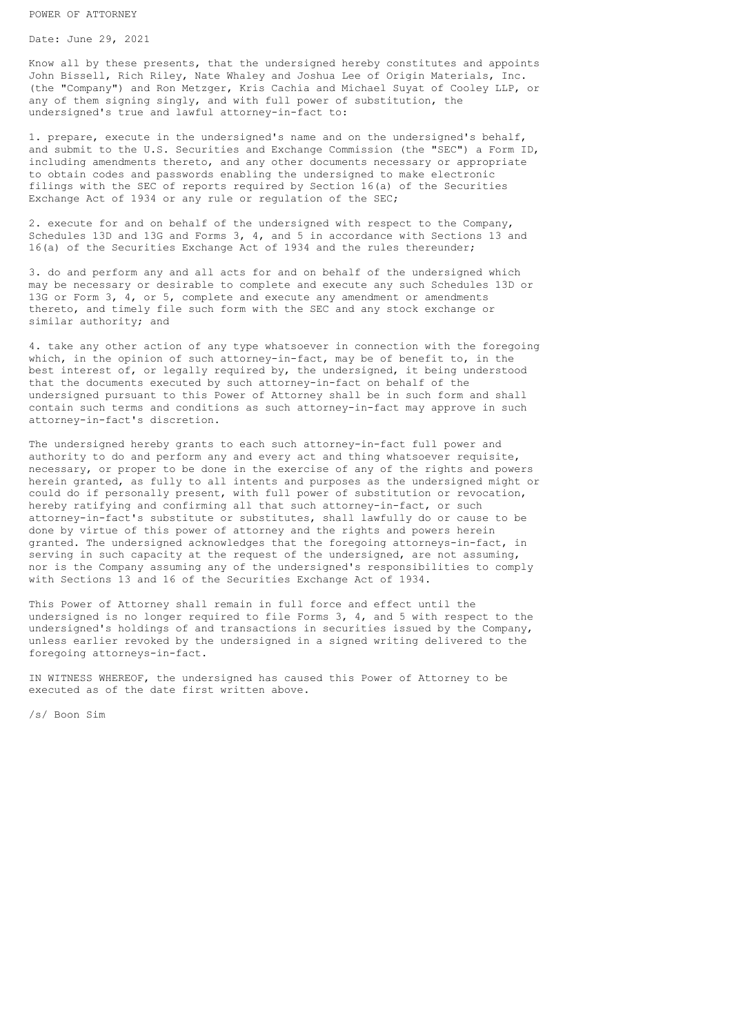# POWER OF ATTORNEY

Date: June 29, 2021

Know all by these presents, that the undersigned hereby constitutes and appoints John Bissell, Rich Riley, Nate Whaley and Joshua Lee of Origin Materials, Inc. (the "Company") and Ron Metzger, Kris Cachia and Michael Suyat of Cooley LLP, or any of them signing singly, and with full power of substitution, the undersigned's true and lawful attorney-in-fact to:

1. prepare, execute in the undersigned's name and on the undersigned's behalf, and submit to the U.S. Securities and Exchange Commission (the "SEC") a Form ID, including amendments thereto, and any other documents necessary or appropriate to obtain codes and passwords enabling the undersigned to make electronic filings with the SEC of reports required by Section 16(a) of the Securities Exchange Act of 1934 or any rule or regulation of the SEC;

2. execute for and on behalf of the undersigned with respect to the Company, Schedules 13D and 13G and Forms 3, 4, and 5 in accordance with Sections 13 and 16(a) of the Securities Exchange Act of 1934 and the rules thereunder;

3. do and perform any and all acts for and on behalf of the undersigned which may be necessary or desirable to complete and execute any such Schedules 13D or 13G or Form 3, 4, or 5, complete and execute any amendment or amendments thereto, and timely file such form with the SEC and any stock exchange or similar authority; and

4. take any other action of any type whatsoever in connection with the foregoing which, in the opinion of such attorney-in-fact, may be of benefit to, in the best interest of, or legally required by, the undersigned, it being understood that the documents executed by such attorney-in-fact on behalf of the undersigned pursuant to this Power of Attorney shall be in such form and shall contain such terms and conditions as such attorney-in-fact may approve in such attorney-in-fact's discretion.

The undersigned hereby grants to each such attorney-in-fact full power and authority to do and perform any and every act and thing whatsoever requisite, necessary, or proper to be done in the exercise of any of the rights and powers herein granted, as fully to all intents and purposes as the undersigned might or could do if personally present, with full power of substitution or revocation, hereby ratifying and confirming all that such attorney-in-fact, or such attorney-in-fact's substitute or substitutes, shall lawfully do or cause to be done by virtue of this power of attorney and the rights and powers herein granted. The undersigned acknowledges that the foregoing attorneys-in-fact, in serving in such capacity at the request of the undersigned, are not assuming, nor is the Company assuming any of the undersigned's responsibilities to comply with Sections 13 and 16 of the Securities Exchange Act of 1934.

This Power of Attorney shall remain in full force and effect until the undersigned is no longer required to file Forms 3, 4, and 5 with respect to the undersigned's holdings of and transactions in securities issued by the Company, unless earlier revoked by the undersigned in a signed writing delivered to the foregoing attorneys-in-fact.

IN WITNESS WHEREOF, the undersigned has caused this Power of Attorney to be executed as of the date first written above.

/s/ Boon Sim